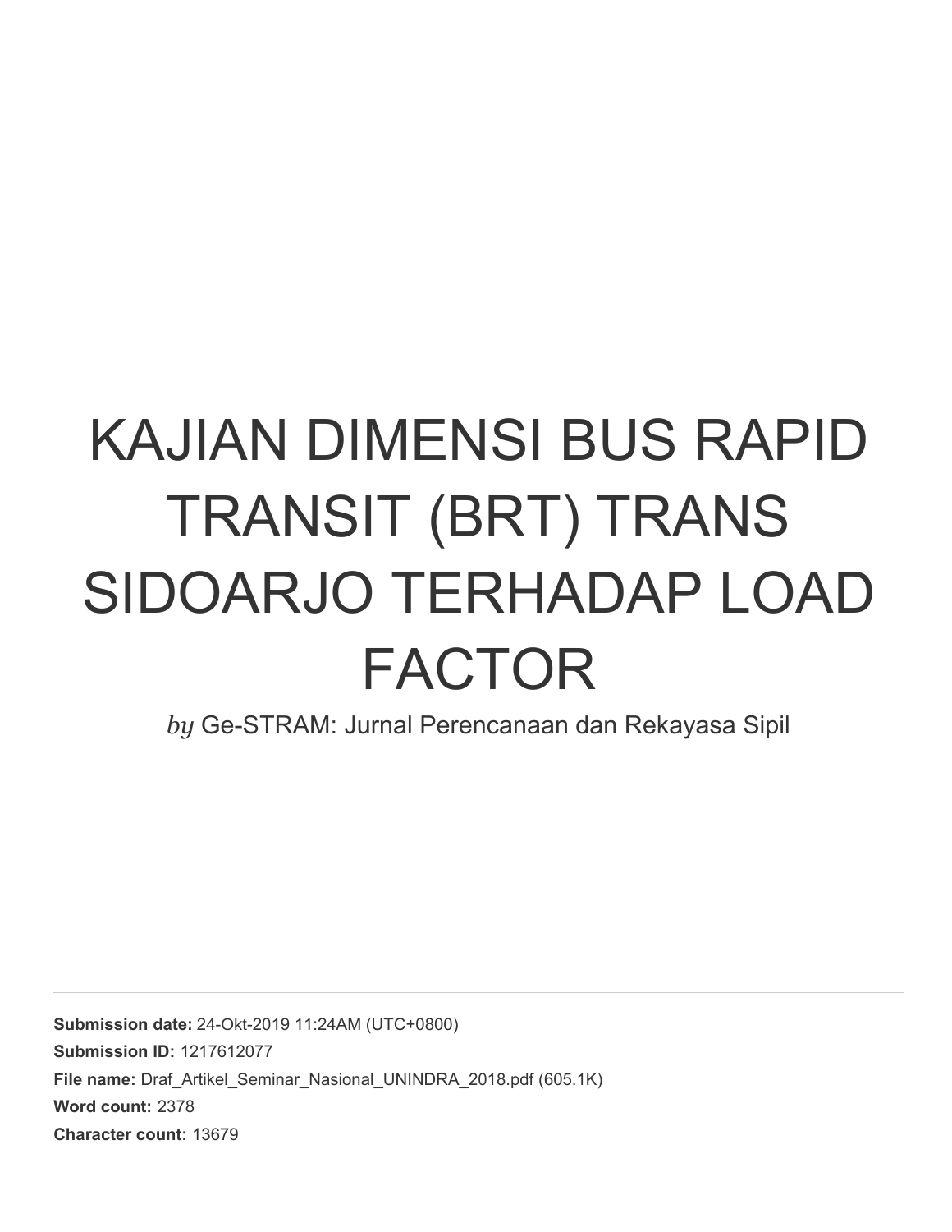# KAJIAN DIMENSI BUS RAPID TRANSIT (BRT) TRANS SIDOARJO TERHADAP LOAD FACTOR

*by* Ge-STRAM: Jurnal Perencanaan dan Rekayasa Sipil

---

**Submission date:** 24-Okt-2019 11:24AM (UTC+0800)

**Submission ID:** 1217612077

**File name:** Draf_Artikel_Seminar_Nasional_UNINDRA_2018.pdf (605.1K)

**Word count:** 2378

**Character count:** 13679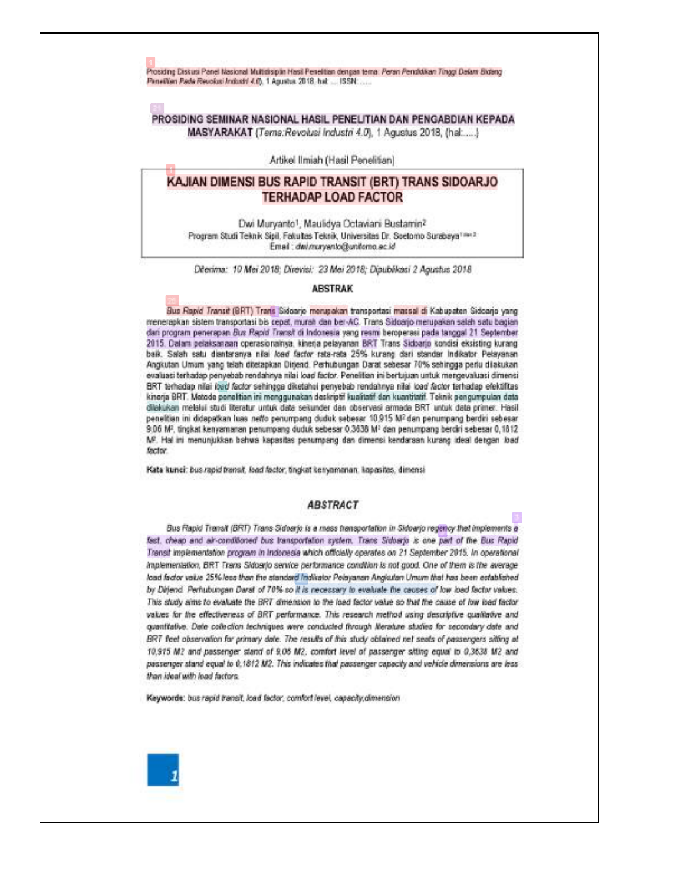Prosiding Diskusi Panel Nasional Multidisiplin Hasil Penelitian dengan tema: *Peran Pendidikan Tinggi Dalam Bidang Penelitian Pada Revolusi Industri 4.0*, 1 Agustus 2018, hal: .... ISSN: .....

**PROSIDING SEMINAR NASIONAL HASIL PENELITIAN DAN PENGABDIAN KEPADA MASYARAKAT** (*Tema:Revolusi Industri 4.0*), 1 Agustus 2018, (hal:.....)

Artikel Ilmiah (Hasil Penelitian)

# KAJIAN DIMENSI BUS RAPID TRANSIT (BRT) TRANS SIDOARJO TERHADAP LOAD FACTOR

Dwi Muryanto[1], Maulidya Octaviani Bustamin[2]

Program Studi Teknik Sipil, Fakultas Teknik, Universitas Dr. Soetomo Surabaya[1 dan 2]

Email : *dwi.muryanto@unitomo.ac.id*

*Diterima: 10 Mei 2018; Direvisi: 23 Mei 2018; Dipublikasi 2 Agustus 2018*

## ABSTRAK

*Bus Rapid Transit* (BRT) Trans Sidoarjo merupakan transportasi massal di Kabupaten Sidoarjo yang menerapkan sistem transportasi bis cepat, murah dan ber-AC. Trans Sidoarjo merupakan salah satu bagian dari program penerapan *Bus Rapid Transit* di Indonesia yang resmi beroperasi pada tanggal 21 September 2015. Dalam pelaksanaan operasionalnya, kinerja pelayanan BRT Trans Sidoarjo kondisi eksisting kurang baik. Salah satu diantaranya nilai *load factor* rata-rata 25% kurang dari standar Indikator Pelayanan Angkutan Umum yang telah ditetapkan Dirjend. Perhubungan Darat sebesar 70% sehingga perlu dilakukan evaluasi terhadap penyebab rendahnya nilai load factor. Penelitian ini bertujuan untuk mengevaluasi dimensi BRT terhadap nilai *load factor* sehingga diketahui penyebab rendahnya nilai load factor terhadap efektifitas kinerja BRT. Metode penelitian ini menggunakan deskriptif kualitatif dan kuantitatif. Teknik pengumpulan data dilakukan melalui studi literatur untuk data sekunder dan observasi armada BRT untuk data primer. Hasil penelitian ini didapatkan luas netto penumpang duduk sebesar 10,915 M² dan penumpang berdiri sebesar 9,06 M², tingkat kenyamanan penumpang duduk sebesar 0,3638 M² dan penumpang berdiri sebesar 0,1812 M². Hal ini menunjukkan bahwa kapasitas penumpang dan dimensi kendaraan kurang ideal dengan *load factor*.

**Kata kunci**: *bus rapid transit, load factor, tingkat kenyamanan, kapasitas, dimensi*

## *ABSTRACT*

*Bus Rapid Transit (BRT) Trans Sidoarjo is a mass transportation in Sidoarjo regency that implements a fast, cheap and air-conditioned bus transportation system. Trans Sidoarjo is one part of the Bus Rapid Transit implementation program in Indonesia which officially operates on 21 September 2015. In operational implementation, BRT Trans Sidoarjo service performance condition is not good. One of them is the average load factor value 25% less than the standard Indikator Pelayanan Angkutan Umum that has been established by Dirjend. Perhubungan Darat of 70% so it is necessary to evaluate the causes of low load factor values. This study aims to evaluate the BRT dimension to the load factor value so that the cause of low load factor values for the effectiveness of BRT performance. This research method using descriptive qualitative and quantitative. Data collection techniques were conducted through literature studies for secondary data and BRT fleet observation for primary data. The results of this study obtained net seats of passengers sitting at 10,915 M2 and passenger stand of 9,06 M2, comfort level of passenger sitting equal to 0,3638 M2 and passenger stand equal to 0,1812 M2. This indicates that passenger capacity and vehicle dimensions are less than ideal with load factors.*

**Keywords**: *bus rapid transit, load factor, comfort level, capacity,dimension*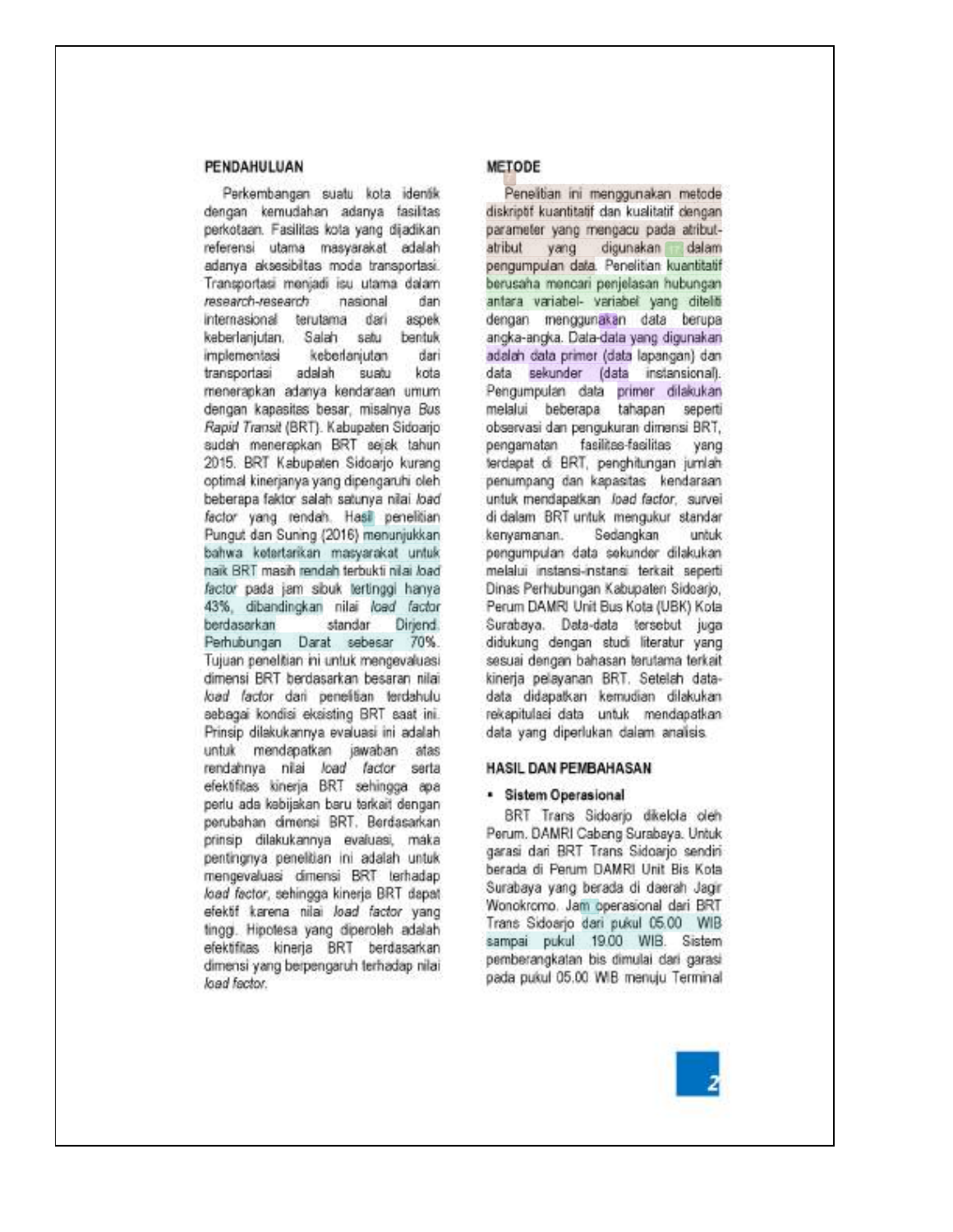## PENDAHULUAN

Perkembangan suatu kota identik dengan kemudahan adanya fasilitas perkotaan. Fasilitas kota yang dijadikan referensi utama masyarakat adalah adanya aksesibiltas moda transportasi. Transportasi menjadi isu utama dalam *research-research* nasional dan internasional terutama dari aspek keberlanjutan. Salah satu bentuk implementasi keberlanjutan dari transportasi adalah suatu kota menerapkan adanya kendaraan umum dengan kapasitas besar, misalnya *Bus Rapid Transit* (BRT). Kabupaten Sidoarjo sudah menerapkan BRT sejak tahun 2015. BRT Kabupaten Sidoarjo kurang optimal kinerjanya yang dipengaruhi oleh beberapa faktor salah satunya nilai *load factor* yang rendah. Hasil penelitian Pungut dan Suning (2016) menunjukkan bahwa ketertarikan masyarakat untuk naik BRT masih rendah terbukti nilai *load factor* pada jam sibuk tertinggi hanya 43%, dibandingkan nilai *load factor* berdasarkan standar Dirjend. Perhubungan Darat sebesar 70%. Tujuan penelitian ini untuk mengevaluasi dimensi BRT berdasarkan besaran nilai *load factor* dari penelitian terdahulu sebagai kondisi eksisting BRT saat ini. Prinsip dilakukannya evaluasi ini adalah untuk mendapatkan jawaban atas rendahnya nilai *load factor* serta efektifitas kinerja BRT sehingga apa perlu ada kebijakan baru terkait dengan perubahan dimensi BRT. Berdasarkan prinsip dilakukannya evaluasi, maka pentingnya penelitian ini adalah untuk mengevaluasi dimensi BRT terhadap *load factor*, sehingga kinerja BRT dapat efektif karena nilai *load factor* yang tinggi. Hipotesa yang diperoleh adalah efektifitas kinerja BRT berdasarkan dimensi yang berpengaruh terhadap nilai *load factor*.

## METODE

Penelitian ini menggunakan metode diskriptif kuantitatif dan kualitatif dengan parameter yang mengacu pada atribut-atribut yang digunakan dalam pengumpulan data. Penelitian kuantitatif berusaha mencari penjelasan hubungan antara variabel- variabel yang diteliti dengan menggunakan data berupa angka-angka. Data-data yang digunakan adalah data primer (data lapangan) dan data sekunder (data instansional). Pengumpulan data primer dilakukan melalui beberapa tahapan seperti observasi dan pengukuran dimensi BRT, pengamatan fasilitas-fasilitas yang terdapat di BRT, penghitungan jumlah penumpang dan kapasitas kendaraan untuk mendapatkan *load factor*, survei di dalam BRT untuk mengukur standar kenyamanan. Sedangkan untuk pengumpulan data sekunder dilakukan melalui instansi-instansi terkait seperti Dinas Perhubungan Kabupaten Sidoarjo, Perum DAMRI Unit Bus Kota (UBK) Kota Surabaya. Data-data tersebut juga didukung dengan studi literatur yang sesuai dengan bahasan terutama terkait kinerja pelayanan BRT. Setelah data-data didapatkan kemudian dilakukan rekapitulasi data untuk mendapatkan data yang diperlukan dalam analisis.

## HASIL DAN PEMBAHASAN

- **Sistem Operasional**

BRT Trans Sidoarjo dikelola oleh Perum. DAMRI Cabang Surabaya. Untuk garasi dari BRT Trans Sidoarjo sendiri berada di Perum DAMRI Unit Bis Kota Surabaya yang berada di daerah Jagir Wonokromo. Jam operasional dari BRT Trans Sidoarjo dari pukul 05.00 WIB sampai pukul 19.00 WIB. Sistem pemberangkatan bis dimulai dari garasi pada pukul 05.00 WIB menuju Terminal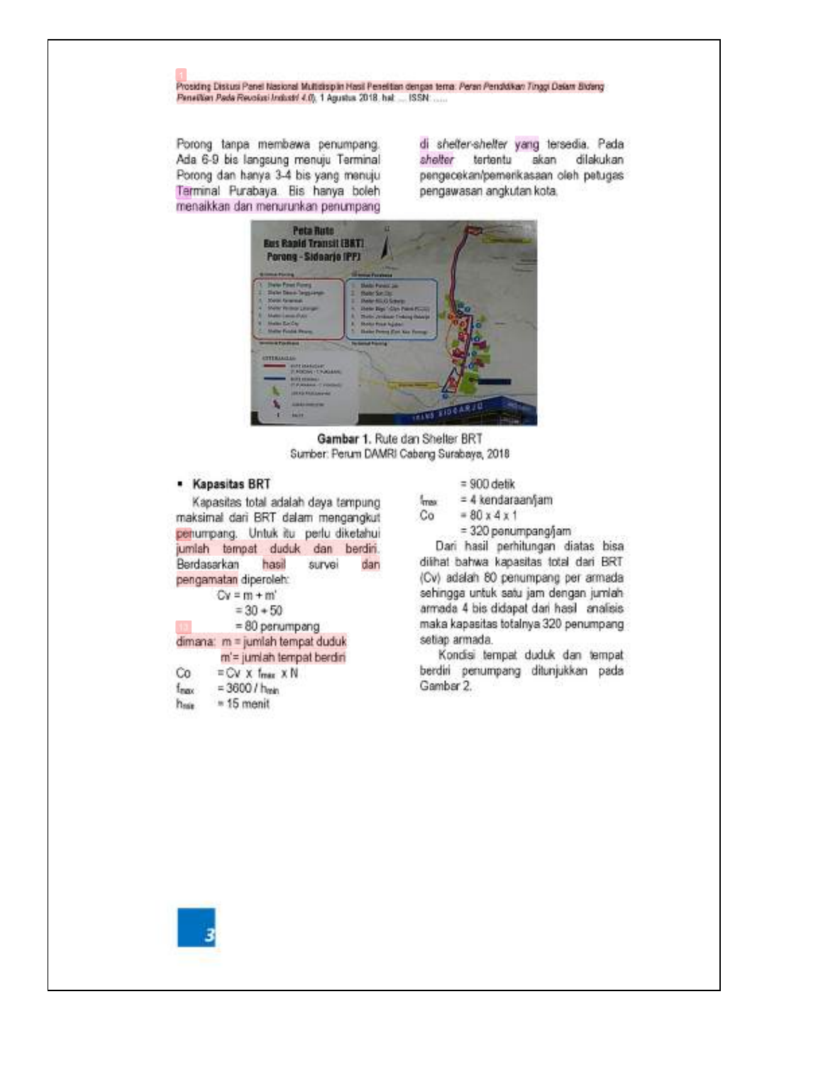Porong tanpa membawa penumpang. Ada 6-9 bis langsung menuju Terminal Porong dan hanya 3-4 bis yang menuju Terminal Purabaya. Bis hanya boleh menaikkan dan menurunkan penumpang di *shelter-shelter* yang tersedia. Pada *shelter* tertentu akan dilakukan pengecekan/pemerikasaan oleh petugas pengawasan angkutan kota.

**Gambar 1.** Rute dan Shelter BRT
Sumber: Perum DAMRI Cabang Surabaya, 2018

- **Kapasitas BRT**

Kapasitas total adalah daya tampung maksimal dari BRT dalam mengangkut penumpang. Untuk itu perlu diketahui jumlah tempat duduk dan berdiri. Berdasarkan hasil survei dan pengamatan diperoleh:

$Cv = m + m'$
$= 30 + 50$
$= 80$ penumpang

dimana: $m$ = jumlah tempat duduk
$m'$ = jumlah tempat berdiri

$Co = Cv \times f_{max} \times N$
$f_{max} = 3600 / h_{min}$
$h_{min} = 15$ menit
$= 900$ detik
$f_{max} = 4$ kendaraan/jam
$Co = 80 \times 4 \times 1$
$= 320$ penumpang/jam

Dari hasil perhitungan diatas bisa dilihat bahwa kapasitas total dari BRT (Cv) adalah 80 penumpang per armada sehingga untuk satu jam dengan jumlah armada 4 bis didapat dari hasil analisis maka kapasitas totalnya 320 penumpang setiap armada.

Kondisi tempat duduk dan tempat berdiri penumpang ditunjukkan pada Gambar 2.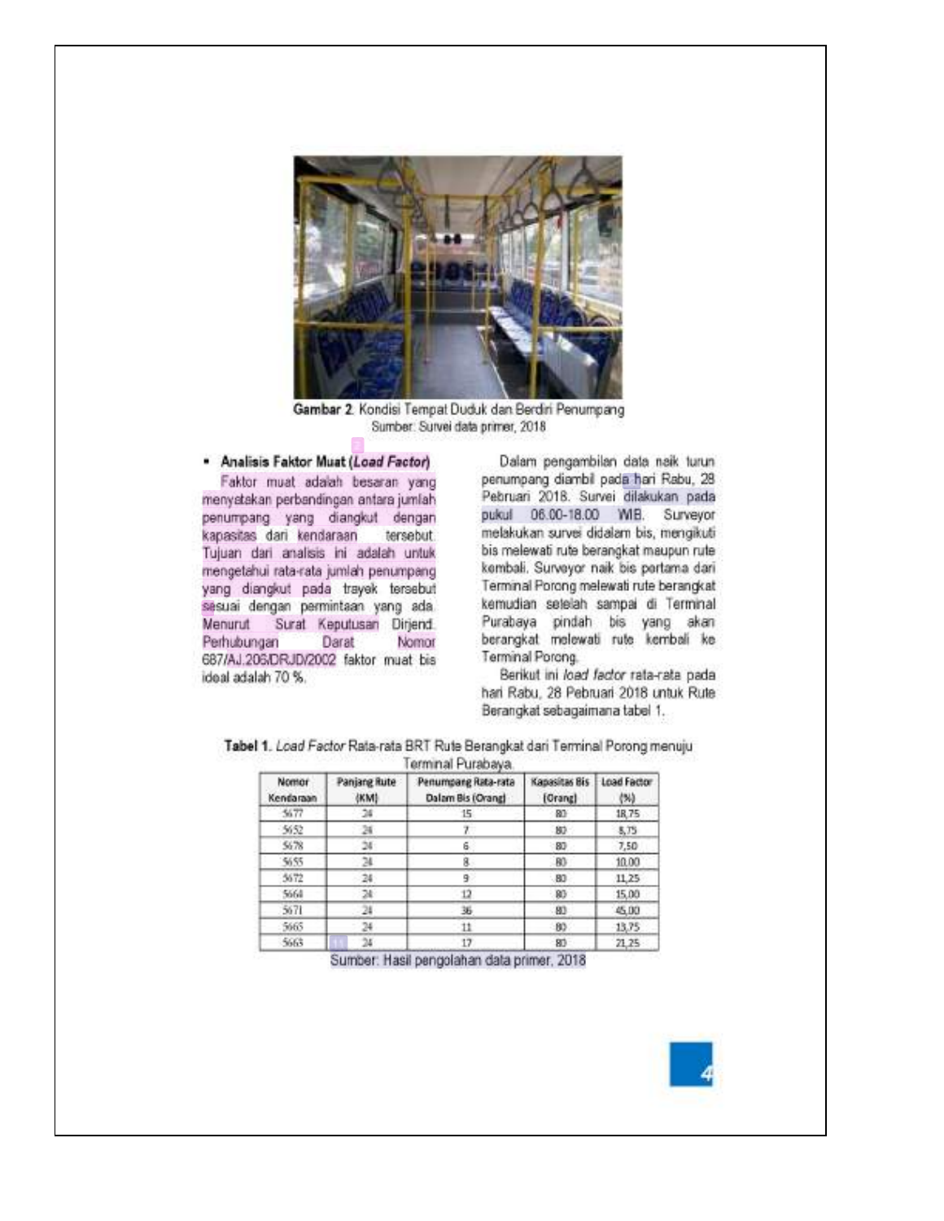Gambar 2. Kondisi Tempat Duduk dan Berdiri Penumpang
Sumber: Survei data primer, 2018

- **Analisis Faktor Muat (*Load Factor*)**

Faktor muat adalah besaran yang menyatakan perbandingan antara jumlah penumpang yang diangkut dengan kapasitas dari kendaraan tersebut. Tujuan dari analisis ini adalah untuk mengetahui rata-rata jumlah penumpang yang diangkut pada trayek tersebut sesuai dengan permintaan yang ada. Menurut Surat Keputusan Dirjend. Perhubungan Darat Nomor 687/AJ.206/DRJD/2002 faktor muat bis ideal adalah 70 %.

Dalam pengambilan data naik turun penumpang diambil pada hari Rabu, 28 Pebruari 2018. Survei dilakukan pada pukul 06.00-18.00 WIB. Surveyor melakukan survei didalam bis, mengikuti bis melewati rute berangkat maupun rute kembali. Surveyor naik bis pertama dari Terminal Porong melewati rute berangkat kemudian setelah sampai di Terminal Purabaya pindah bis yang akan berangkat melewati rute kembali ke Terminal Porong.

Berikut ini *load factor* rata-rata pada hari Rabu, 28 Pebruari 2018 untuk Rute Berangkat sebagaimana tabel 1.

**Tabel 1.** *Load Factor* Rata-rata BRT Rute Berangkat dari Terminal Porong menuju Terminal Purabaya

| Nomor Kendaraan | Panjang Rute (KM) | Penumpang Rata-rata Dalam Bis (Orang) | Kapasitas Bis (Orang) | Load Factor (%) |
|---|---|---|---|---|
| 5677 | 24 | 15 | 80 | 18,75 |
| 5652 | 24 | 7 | 80 | 8,75 |
| 5678 | 24 | 6 | 80 | 7,50 |
| 5655 | 24 | 8 | 80 | 10,00 |
| 5672 | 24 | 9 | 80 | 11,25 |
| 5664 | 24 | 12 | 80 | 15,00 |
| 5671 | 24 | 36 | 80 | 45,00 |
| 5665 | 24 | 11 | 80 | 13,75 |
| 5663 | 24 | 17 | 80 | 21,25 |

Sumber: Hasil pengolahan data primer, 2018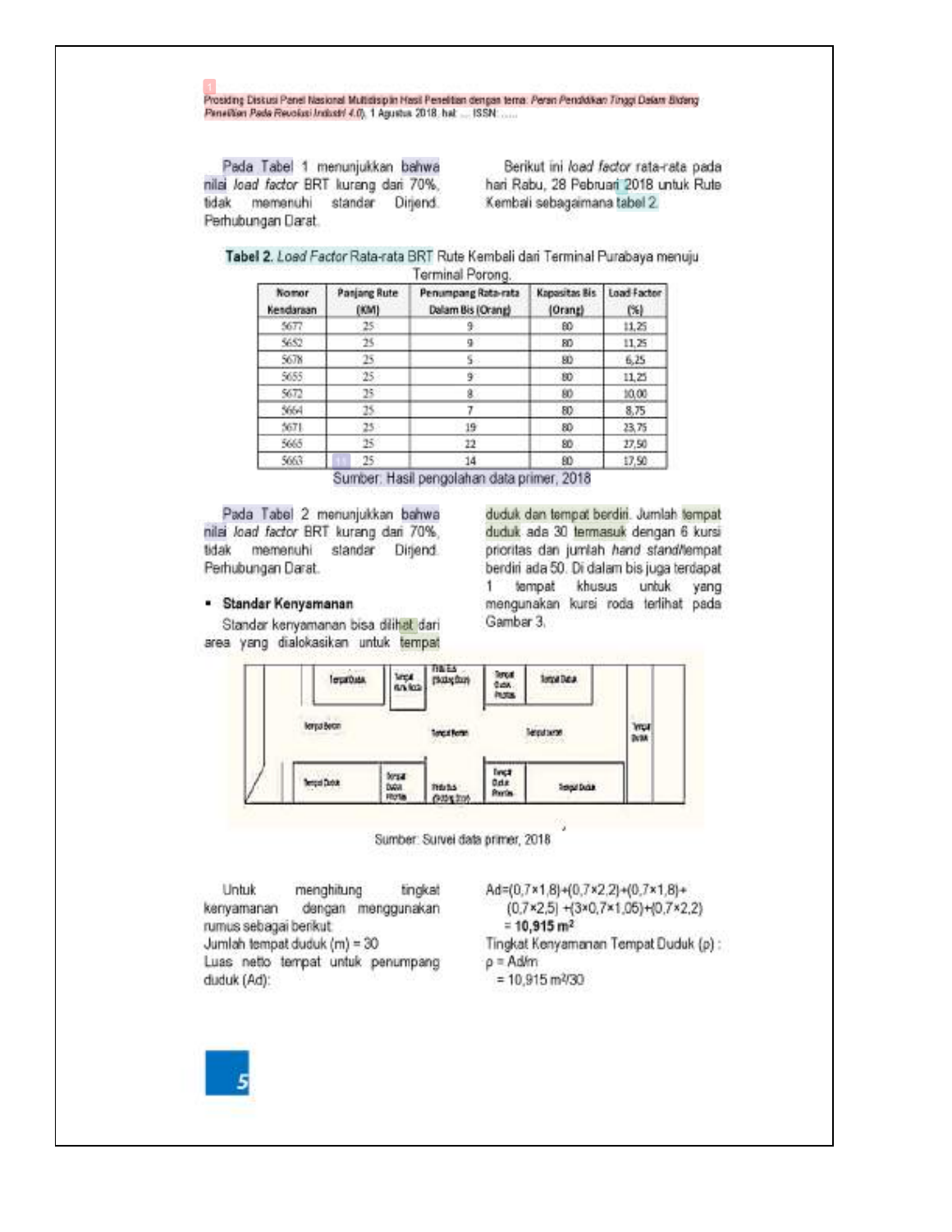Pada Tabel 1 menunjukkan bahwa nilai *load factor* BRT kurang dari 70%, tidak memenuhi standar Dirjend. Perhubungan Darat.

Berikut ini *load factor* rata-rata pada hari Rabu, 28 Pebruari 2018 untuk Rute Kembali sebagaimana tabel 2.

**Tabel 2.** *Load Factor* Rata-rata BRT Rute Kembali dari Terminal Purabaya menuju Terminal Porong.

| Nomor Kendaraan | Panjang Rute (KM) | Penumpang Rata-rata Dalam Bis (Orang) | Kapasitas Bis (Orang) | Load Factor (%) |
|---|---|---|---|---|
| 5677 | 25 | 9 | 80 | 11,25 |
| 5652 | 25 | 9 | 80 | 11,25 |
| 5678 | 25 | 5 | 80 | 6,25 |
| 5655 | 25 | 9 | 80 | 11,25 |
| 5672 | 25 | 8 | 80 | 10,00 |
| 5664 | 25 | 7 | 80 | 8,75 |
| 5671 | 25 | 19 | 80 | 23,75 |
| 5665 | 25 | 22 | 80 | 27,50 |
| 5663 | 25 | 14 | 80 | 17,50 |

Sumber: Hasil pengolahan data primer, 2018

Pada Tabel 2 menunjukkan bahwa nilai *load factor* BRT kurang dari 70%, tidak memenuhi standar Dirjend. Perhubungan Darat.

- **Standar Kenyamanan**

Standar kenyamanan bisa dilihat dari area yang dialokasikan untuk tempat duduk dan tempat berdiri. Jumlah tempat duduk ada 30 termasuk dengan 6 kursi prioritas dan jumlah *hand stand*/tempat berdiri ada 50. Di dalam bis juga terdapat 1 tempat khusus untuk yang mengunakan kursi roda terlihat pada Gambar 3.

Sumber: Survei data primer, 2018

Untuk menghitung tingkat kenyamanan dengan menggunakan rumus sebagai berikut:

Jumlah tempat duduk (m) = 30

Luas netto tempat untuk penumpang duduk (Ad):

$$Ad = (0{,}7 \times 1{,}8) + (0{,}7 \times 2{,}2) + (0{,}7 \times 1{,}8) + (0{,}7 \times 2{,}5) + (3 \times 0{,}7 \times 1{,}05) + (0{,}7 \times 2{,}2)$$

$$= \mathbf{10{,}915\ m^2}$$

Tingkat Kenyamanan Tempat Duduk ($\rho$) :

$$\rho = Ad/m$$

$$= 10{,}915\ m^2/30$$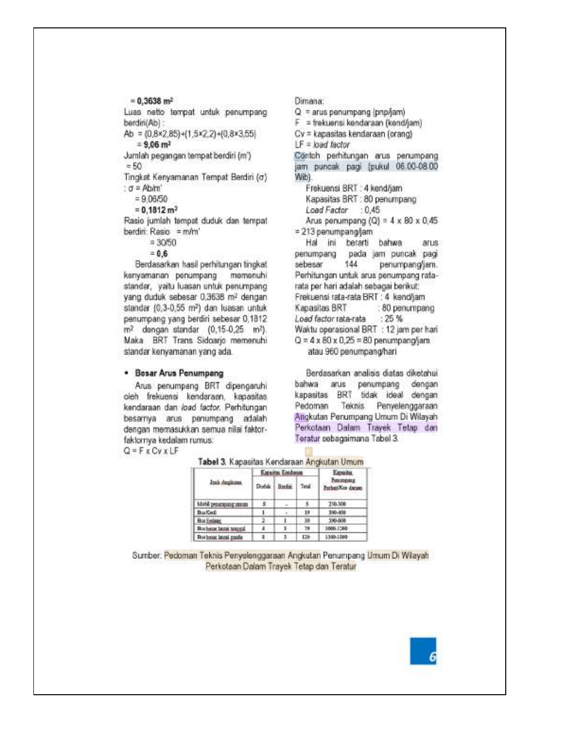= **0,3638 m²**

Luas netto tempat untuk penumpang berdiri(Ab) :

Ab = (0,8×2,85)+(1,5×2,2)+(0,8×3,55)

= **9,06 m²**

Jumlah pegangan tempat berdiri (m')

= 50

Tingkat Kenyamanan Tempat Berdiri (σ)

: σ = Ab/m'

= 9,06/50

= **0,1812 m²**

Rasio jumlah tempat duduk dan tempat berdiri: Rasio = m/m'

= 30/50

= **0,6**

Berdasarkan hasil perhitungan tingkat kenyamanan penumpang memenuhi standar, yaitu luasan untuk penumpang yang duduk sebesar 0,3638 m² dengan standar (0,3-0,55 m²) dan luasan untuk penumpang yang berdiri sebesar 0,1812 m² dengan standar (0,15-0,25 m²). Maka BRT Trans Sidoarjo memenuhi standar kenyamanan yang ada.

- **Besar Arus Penumpang**

Arus penumpang BRT dipengaruhi oleh frekuensi kendaraan, kapasitas kendaraan dan *load factor*. Perhitungan besarnya arus penumpang adalah dengan memasukkan semua nilai faktor-faktornya kedalam rumus:

Q = F x Cv x LF

Dimana:

Q = arus penumpang (pnp/jam)

F = frekuensi kendaraan (kend/jam)

Cv = kapasitas kendaraan (orang)

LF = *load factor*

Contoh perhitungan arus penumpang jam puncak pagi (pukul 06.00-08.00 Wib).

Frekuensi BRT : 4 kend/jam

Kapasitas BRT : 80 penumpang

*Load Factor* : 0,45

Arus penumpang (Q) = 4 x 80 x 0,45 = 213 penumpang/jam

Hal ini berarti bahwa arus penumpang pada jam puncak pagi sebesar 144 penumpang/jam.

Perhitungan untuk arus penumpang rata-rata per hari adalah sebagai berikut:

Frekuensi rata-rata BRT : 4 kend/jam

Kapasitas BRT : 80 penumpang

*Load factor* rata-rata : 25 %

Waktu operasional BRT : 12 jam per hari

Q = 4 x 80 x 0,25 = 80 penumpang/jam atau 960 penumpang/hari

Berdasarkan analisis diatas diketahui bahwa arus penumpang dengan kapasitas BRT tidak ideal dengan Pedoman Teknis Penyelenggaraan Angkutan Penumpang Umum Di Wilayah Perkotaan Dalam Trayek Tetap dan Teratur sebagaimana Tabel 3.

**Tabel 3.** Kapasitas Kendaraan Angkutan Umum

| Jenis Angkutan | Kapasitas Kendaraan | | | Kapasitas Penumpang Perhari/Ken daraan |
|---|---|---|---|---|
| | Duduk | Berdiri | Total | |
| Mobil penumpang umum | 8 | - | 8 | 250-300 |
| Bus Kecil | 1 | - | 19 | 300-400 |
| Bus Sedang | 2 | 1 | 30 | 500-600 |
| Bus besar lantai tunggal | 4 | 3 | 79 | 1000-1200 |
| Bus besar lantai ganda | 8 | 3 | 120 | 1500-1800 |

Sumber: Pedoman Teknis Penyelenggaraan Angkutan Penumpang Umum Di Wilayah Perkotaan Dalam Trayek Tetap dan Teratur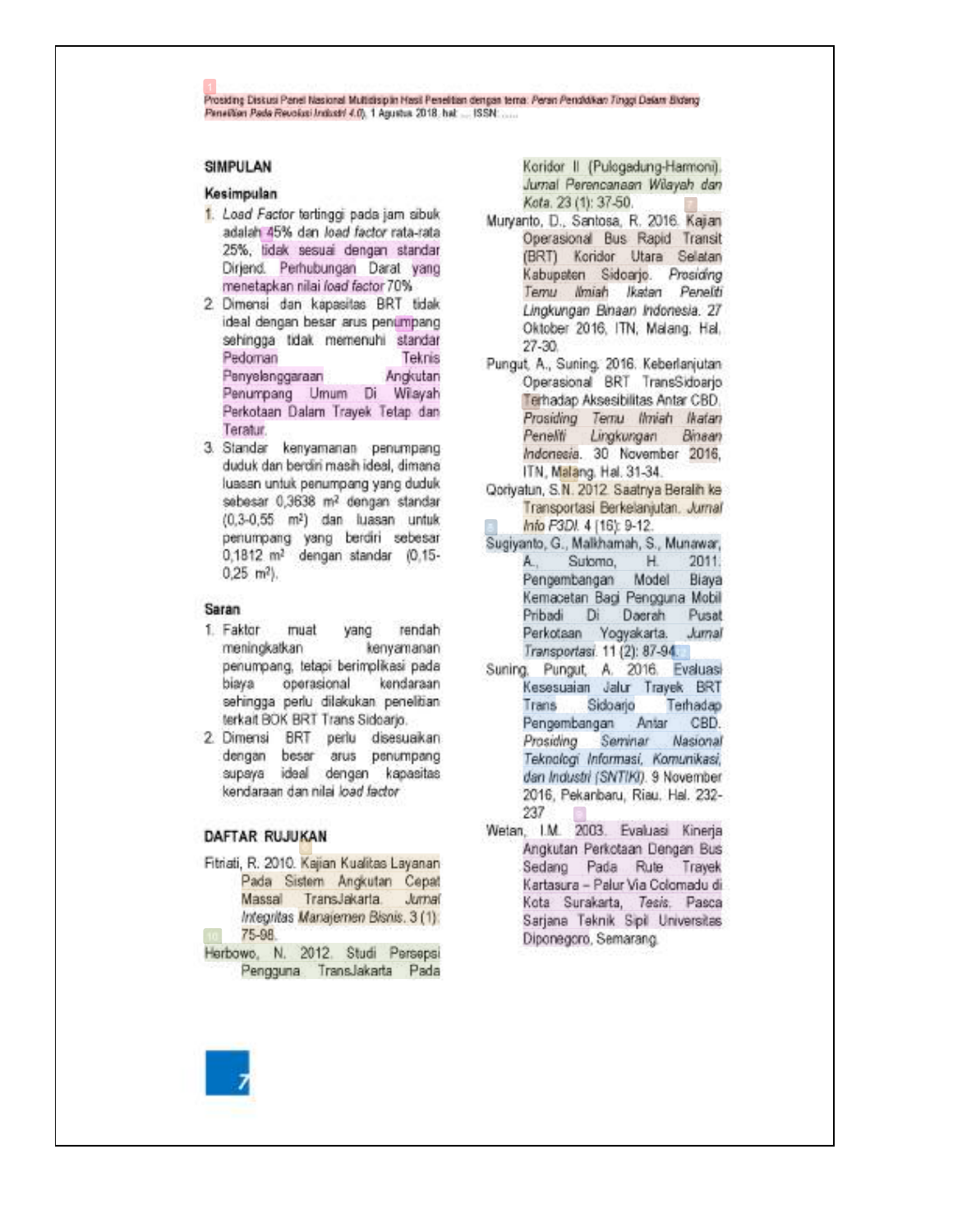## SIMPULAN

### Kesimpulan

1. *Load Factor* tertinggi pada jam sibuk adalah 45% dan *load factor* rata-rata 25%, tidak sesuai dengan standar Dirjend. Perhubungan Darat yang menetapkan nilai *load factor* 70%.
2. Dimensi dan kapasitas BRT tidak ideal dengan besar arus penumpang sehingga tidak memenuhi standar Pedoman Teknis Penyelenggaraan Angkutan Penumpang Umum Di Wilayah Perkotaan Dalam Trayek Tetap dan Teratur.
3. Standar kenyamanan penumpang duduk dan berdiri masih ideal, dimana luasan untuk penumpang yang duduk sebesar 0,3638 $m^2$ dengan standar (0,3-0,55 $m^2$) dan luasan untuk penumpang yang berdiri sebesar 0,1812 $m^2$ dengan standar (0,15-0,25 $m^2$).

### Saran

1. Faktor muat yang rendah meningkatkan kenyamanan penumpang, tetapi berimplikasi pada biaya operasional kendaraan sehingga perlu dilakukan penelitian terkait BOK BRT Trans Sidoarjo.
2. Dimensi BRT perlu disesuaikan dengan besar arus penumpang supaya ideal dengan kapasitas kendaraan dan nilai *load factor*.

## DAFTAR RUJUKAN

Fitriati, R. 2010. Kajian Kualitas Layanan Pada Sistem Angkutan Cepat Massal TransJakarta. *Jurnal Integritas Manajemen Bisnis*. 3 (1): 75-98.

Herbowo, N. 2012. Studi Persepsi Pengguna TransJakarta Pada Koridor II (Pulogedung-Harmoni). *Jurnal Perencanaan Wilayah dan Kota*. 23 (1): 37-50.

Muryanto, D., Santosa, R. 2016. Kajian Operasional Bus Rapid Transit (BRT) Koridor Utara Selatan Kabupaten Sidoarjo. *Prosiding Temu Ilmiah Ikatan Peneliti Lingkungan Binaan Indonesia*. 27 Oktober 2016, ITN, Malang. Hal. 27-30.

Pungut, A., Suning. 2016. Keberlanjutan Operasional BRT TransSidoarjo Terhadap Aksesibilitas Antar CBD. *Prosiding Temu Ilmiah Ikatan Peneliti Lingkungan Binaan Indonesia*. 30 November 2016, ITN, Malang. Hal. 31-34.

Qoriyatun, S.N. 2012. Saatnya Beralih ke Transportasi Berkelanjutan. *Jurnal Info P3DI*. 4 (16): 9-12.

Sugiyanto, G., Malkhamah, S., Munawar, A., Sutomo, H. 2011. Pengembangan Model Biaya Kemacetan Bagi Pengguna Mobil Pribadi Di Daerah Pusat Perkotaan Yogyakarta. *Jurnal Transportasi*. 11 (2): 87-94.

Suning, Pungut, A. 2016. Evaluasi Kesesuaian Jalur Trayek BRT Trans Sidoarjo Terhadap Pengembangan Antar CBD. *Prosiding Seminar Nasional Teknologi Informasi, Komunikasi, dan Industri (SNTIKI)*. 9 November 2016, Pekanbaru, Riau. Hal. 232-237

Wetan, I.M. 2003. Evaluasi Kinerja Angkutan Perkotaan Dengan Bus Sedang Pada Rute Trayek Kartasura – Palur Via Colomadu di Kota Surakarta, *Tesis*. Pasca Sarjana Teknik Sipil Universitas Diponegoro, Semarang.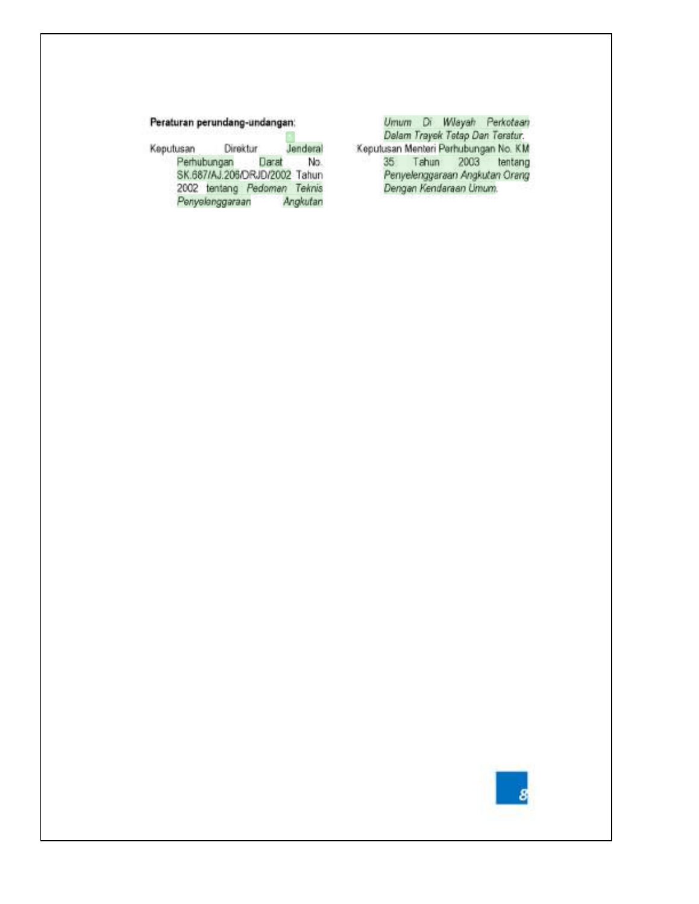**Peraturan perundang-undangan**:

Keputusan Direktur Jenderal Perhubungan Darat No. SK.687/AJ.206/DRJD/2002 Tahun 2002 tentang *Pedoman Teknis Penyelenggaraan Angkutan Umum Di Wilayah Perkotaan Dalam Trayek Tetap Dan Teratur.*

Keputusan Menteri Perhubungan No. KM 35 Tahun 2003 tentang *Penyelenggaraan Angkutan Orang Dengan Kendaraan Umum.*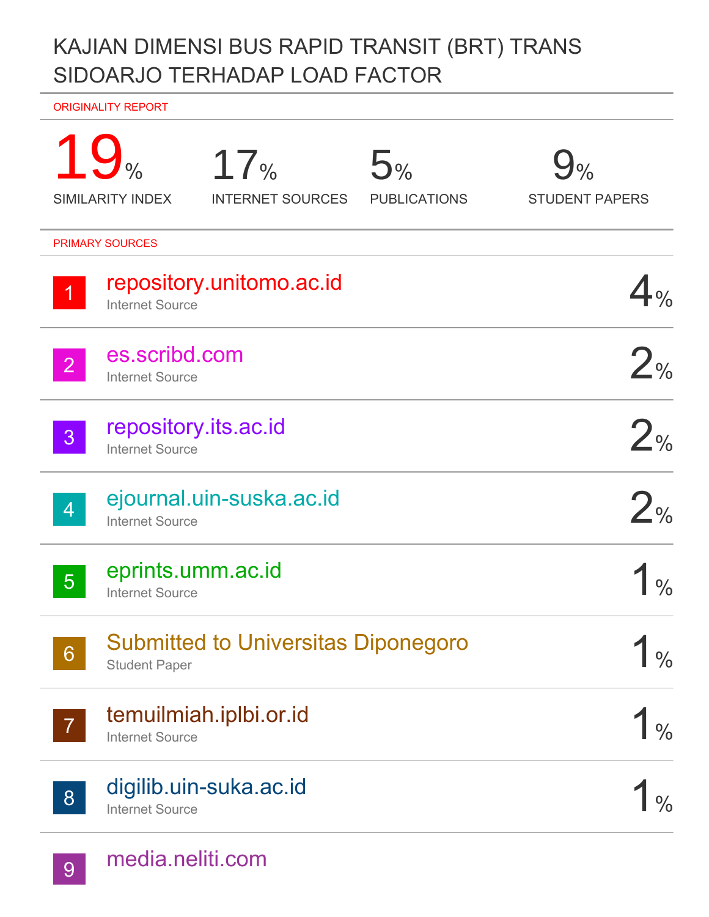# KAJIAN DIMENSI BUS RAPID TRANSIT (BRT) TRANS SIDOARJO TERHADAP LOAD FACTOR

ORIGINALITY REPORT

| 19% | 17% | 5% | 9% |
| --- | --- | --- | --- |
| SIMILARITY INDEX | INTERNET SOURCES | PUBLICATIONS | STUDENT PAPERS |

PRIMARY SOURCES

| No. | Source | Type | % |
| --- | --- | --- | --- |
| 1 | repository.unitomo.ac.id | Internet Source | 4% |
| 2 | es.scribd.com | Internet Source | 2% |
| 3 | repository.its.ac.id | Internet Source | 2% |
| 4 | ejournal.uin-suska.ac.id | Internet Source | 2% |
| 5 | eprints.umm.ac.id | Internet Source | 1% |
| 6 | Submitted to Universitas Diponegoro | Student Paper | 1% |
| 7 | temuilmiah.iplbi.or.id | Internet Source | 1% |
| 8 | digilib.uin-suka.ac.id | Internet Source | 1% |
| 9 | media.neliti.com | | |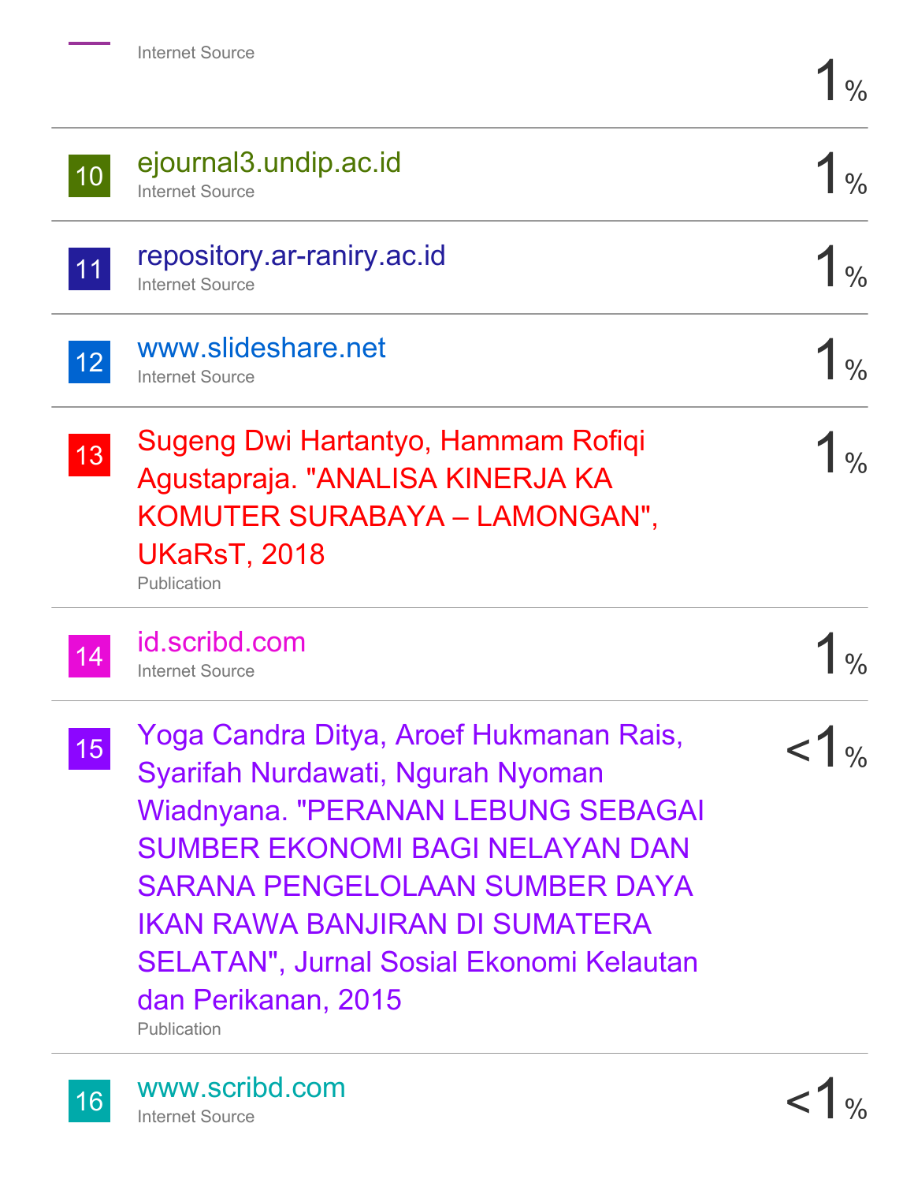| | Source | Similarity |
|---|---|---|
| | Internet Source | 1% |
| 10 | ejournal3.undip.ac.id<br>Internet Source | 1% |
| 11 | repository.ar-raniry.ac.id<br>Internet Source | 1% |
| 12 | www.slideshare.net<br>Internet Source | 1% |
| 13 | Sugeng Dwi Hartantyo, Hammam Rofiqi Agustapraja. "ANALISA KINERJA KA KOMUTER SURABAYA – LAMONGAN", UKaRsT, 2018<br>Publication | 1% |
| 14 | id.scribd.com<br>Internet Source | 1% |
| 15 | Yoga Candra Ditya, Aroef Hukmanan Rais, Syarifah Nurdawati, Ngurah Nyoman Wiadnyana. "PERANAN LEBUNG SEBAGAI SUMBER EKONOMI BAGI NELAYAN DAN SARANA PENGELOLAAN SUMBER DAYA IKAN RAWA BANJIRAN DI SUMATERA SELATAN", Jurnal Sosial Ekonomi Kelautan dan Perikanan, 2015<br>Publication | <1% |
| 16 | www.scribd.com<br>Internet Source | <1% |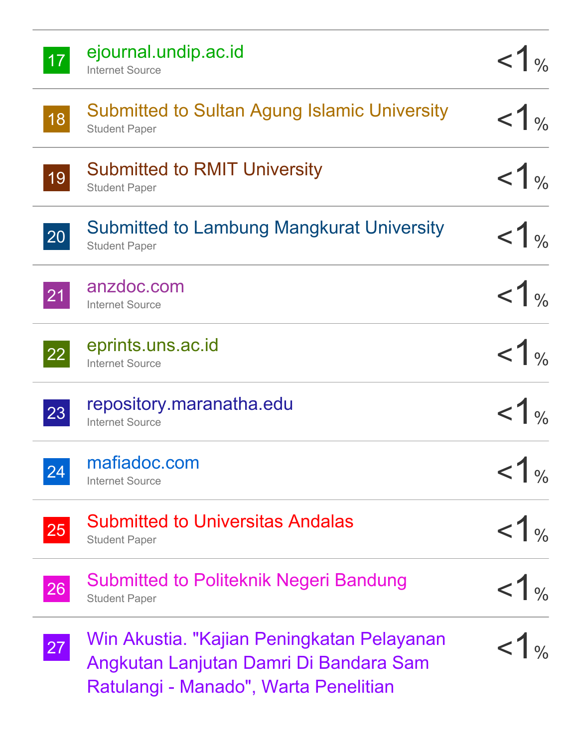| | | |
|---|---|---|
| 17 | ejournal.undip.ac.id<br>Internet Source | <1% |
| 18 | Submitted to Sultan Agung Islamic University<br>Student Paper | <1% |
| 19 | Submitted to RMIT University<br>Student Paper | <1% |
| 20 | Submitted to Lambung Mangkurat University<br>Student Paper | <1% |
| 21 | anzdoc.com<br>Internet Source | <1% |
| 22 | eprints.uns.ac.id<br>Internet Source | <1% |
| 23 | repository.maranatha.edu<br>Internet Source | <1% |
| 24 | mafiadoc.com<br>Internet Source | <1% |
| 25 | Submitted to Universitas Andalas<br>Student Paper | <1% |
| 26 | Submitted to Politeknik Negeri Bandung<br>Student Paper | <1% |
| 27 | Win Akustia. "Kajian Peningkatan Pelayanan Angkutan Lanjutan Damri Di Bandara Sam Ratulangi - Manado", Warta Penelitian | <1% |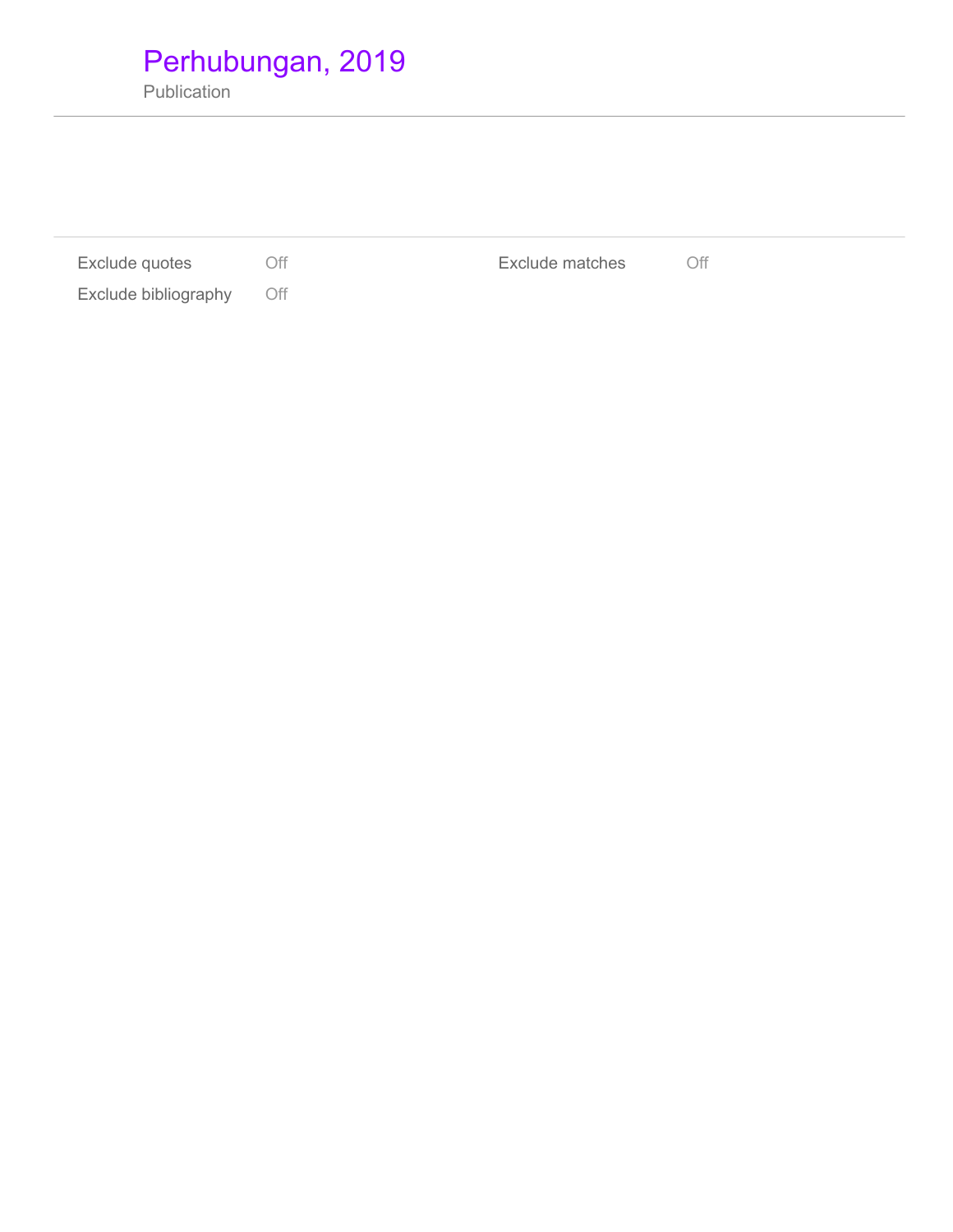Perhubungan, 2019

Publication

| | | | |
|---|---|---|---|
| Exclude quotes | Off | Exclude matches | Off |
| Exclude bibliography | Off | | |